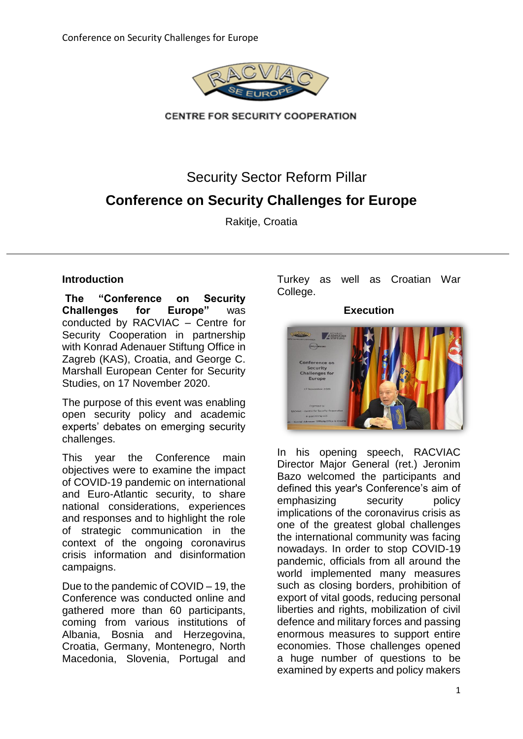CENTRE FOR SECURITY COOPERATION

# Security Sector Reform Pillar

## Conference on Security Challenges for Europe

Rakitje, Croatia

### Introduction

**The "Conference on Security Challenges for Europe"** was conducted by RACVIAC – Centre for Security Cooperation in partnership with Konrad Adenauer Stiftung Office in Zagreb (KAS), Croatia, and George C. Marshall European Center for Security Studies, on 17 November 2020.

The purpose of this event was enabling open security policy and academic experts' debates on emerging security challenges.

This year the Conference main objectives were to examine the impact of COVID-19 pandemic on international and Euro-Atlantic security, to share national considerations, experiences and responses and to highlight the role of strategic communication in the context of the ongoing coronavirus crisis information and disinformation campaigns.

Due to the pandemic of COVID – 19, the Conference was conducted online and gathered more than 60 participants, coming from various institutions of Albania, Bosnia and Herzegovina, Croatia, Germany, Montenegro, North Macedonia, Slovenia, Portugal and Turkey as well as Croatian War College.

### Execution

In his opening speech, RACVIAC Director Major General (ret.) Jeronim Bazo welcomed the participants and defined this year's Conference's aim of emphasizing security policy implications of the coronavirus crisis as one of the greatest global challenges the international community was facing nowadays. In order to stop COVID-19 pandemic, officials from all around the world implemented many measures such as closing borders, prohibition of export of vital goods, reducing personal liberties and rights, mobilization of civil defence and military forces and passing enormous measures to support entire economies. Those challenges opened a huge number of questions to be examined by experts and policy makers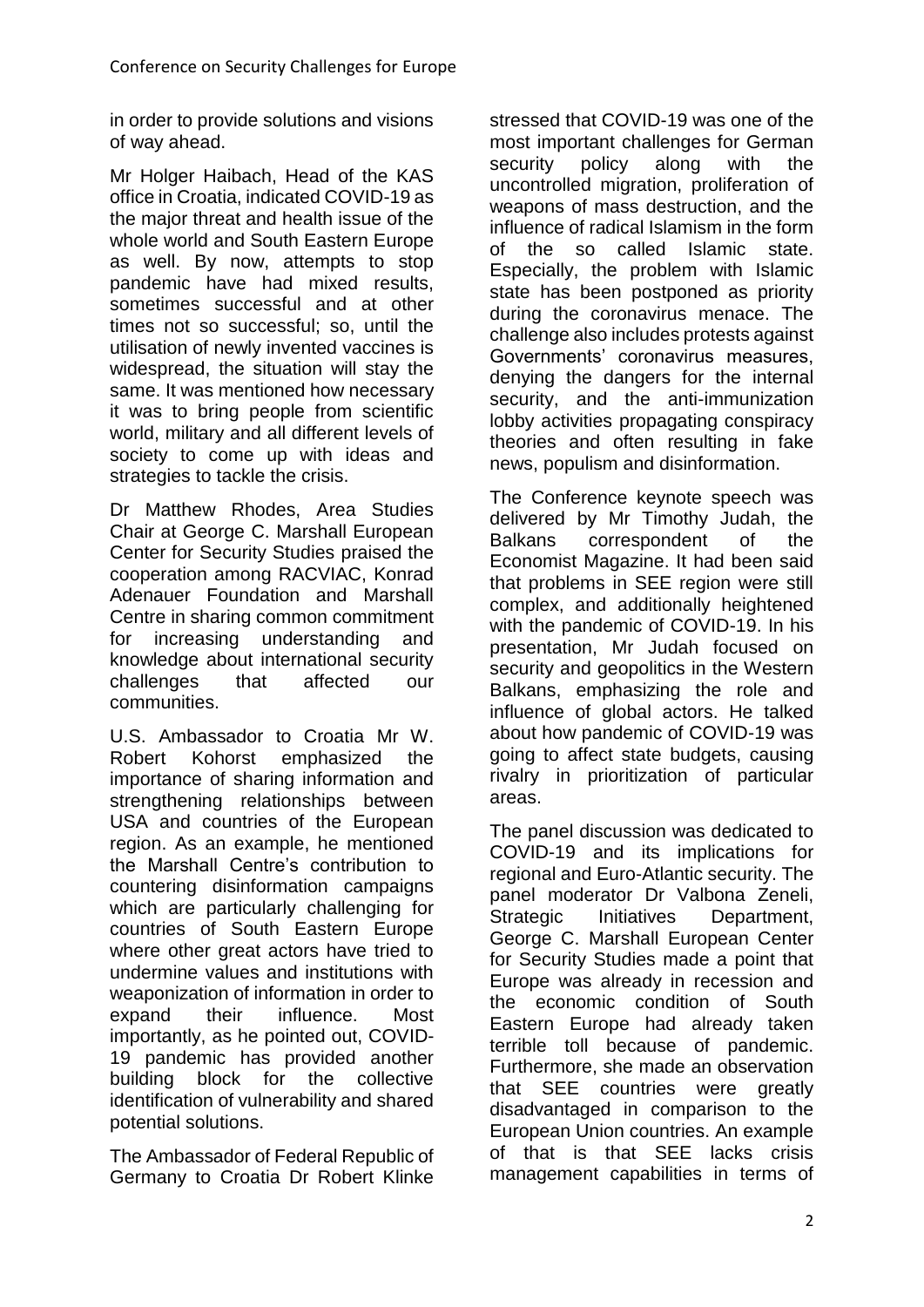in order to provide solutions and visions of way ahead.

Mr Holger Haibach, Head of the KAS office in Croatia, indicated COVID-19 as the major threat and health issue of the whole world and South Eastern Europe as well. By now, attempts to stop pandemic have had mixed results, sometimes successful and at other times not so successful; so, until the utilisation of newly invented vaccines is widespread, the situation will stay the same. It was mentioned how necessary it was to bring people from scientific world, military and all different levels of society to come up with ideas and strategies to tackle the crisis.

Dr Matthew Rhodes, Area Studies Chair at George C. Marshall European Center for Security Studies praised the cooperation among RACVIAC, Konrad Adenauer Foundation and Marshall Centre in sharing common commitment for increasing understanding and knowledge about international security challenges that affected our communities.

U.S. Ambassador to Croatia Mr W. Robert Kohorst emphasized the importance of sharing information and strengthening relationships between USA and countries of the European region. As an example, he mentioned the Marshall Centre's contribution to countering disinformation campaigns which are particularly challenging for countries of South Eastern Europe where other great actors have tried to undermine values and institutions with weaponization of information in order to expand their influence. Most importantly, as he pointed out, COVID-19 pandemic has provided another building block for the collective identification of vulnerability and shared potential solutions.

The Ambassador of Federal Republic of Germany to Croatia Dr Robert Klinke stressed that COVID-19 was one of the most important challenges for German security policy along with the uncontrolled migration, proliferation of weapons of mass destruction, and the influence of radical Islamism in the form of the so called Islamic state. Especially, the problem with Islamic state has been postponed as priority during the coronavirus menace. The challenge also includes protests against Governments' coronavirus measures, denying the dangers for the internal security, and the anti-immunization lobby activities propagating conspiracy theories and often resulting in fake news, populism and disinformation.

The Conference keynote speech was delivered by Mr Timothy Judah, the Balkans correspondent of the Economist Magazine. It had been said that problems in SEE region were still complex, and additionally heightened with the pandemic of COVID-19. In his presentation, Mr Judah focused on security and geopolitics in the Western Balkans, emphasizing the role and influence of global actors. He talked about how pandemic of COVID-19 was going to affect state budgets, causing rivalry in prioritization of particular areas.

The panel discussion was dedicated to COVID-19 and its implications for regional and Euro-Atlantic security. The panel moderator Dr Valbona Zeneli, Strategic Initiatives Department, George C. Marshall European Center for Security Studies made a point that Europe was already in recession and the economic condition of South Eastern Europe had already taken terrible toll because of pandemic. Furthermore, she made an observation that SEE countries were greatly disadvantaged in comparison to the European Union countries. An example of that is that SEE lacks crisis management capabilities in terms of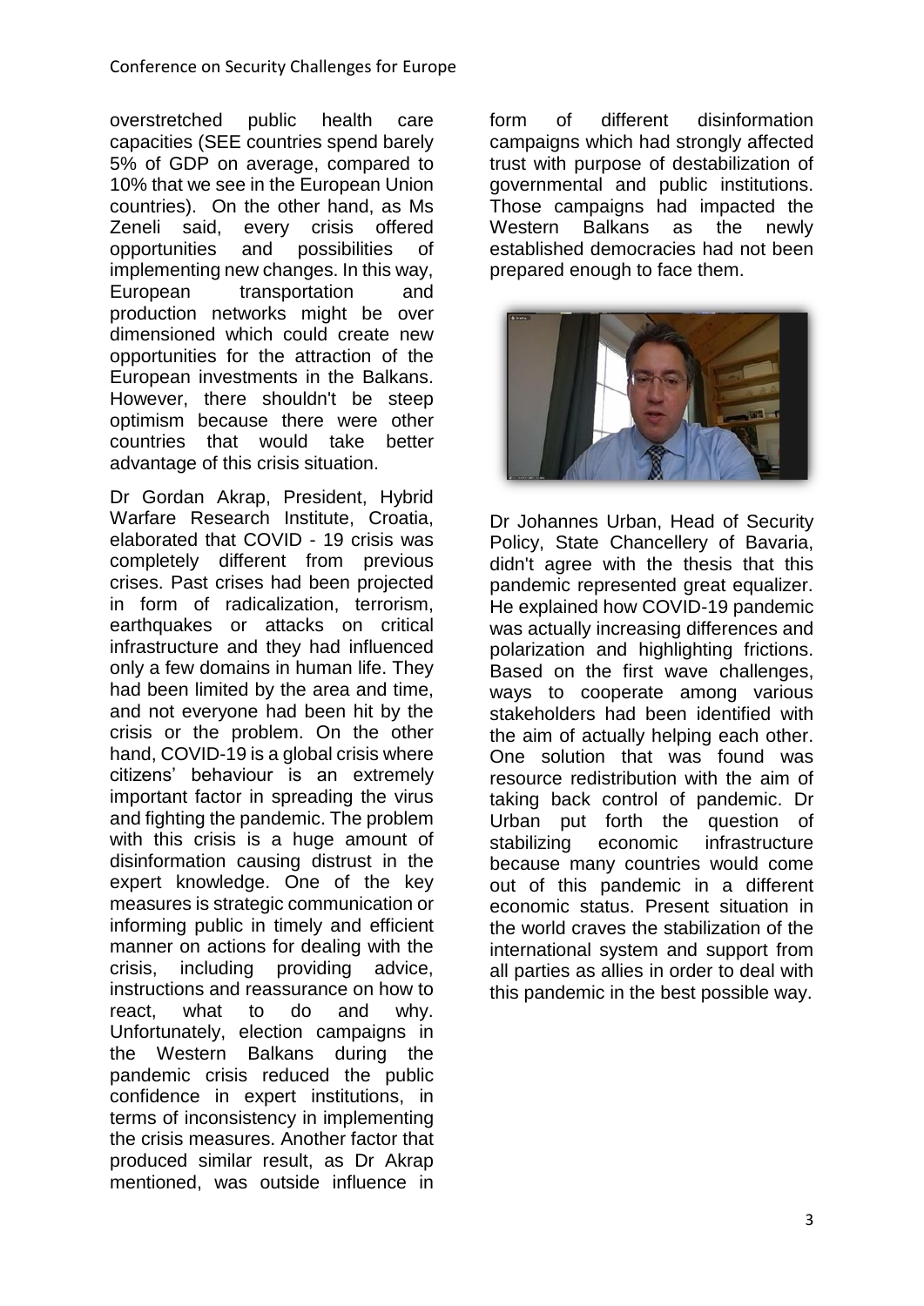overstretched public health care capacities (SEE countries spend barely 5% of GDP on average, compared to 10% that we see in the European Union countries). On the other hand, as Ms Zeneli said, every crisis offered opportunities and possibilities of implementing new changes. In this way, European transportation and production networks might be over dimensioned which could create new opportunities for the attraction of the European investments in the Balkans. However, there shouldn't be steep optimism because there were other countries that would take better advantage of this crisis situation.

Dr Gordan Akrap, President, Hybrid Warfare Research Institute, Croatia, elaborated that COVID - 19 crisis was completely different from previous crises. Past crises had been projected in form of radicalization, terrorism, earthquakes or attacks on critical infrastructure and they had influenced only a few domains in human life. They had been limited by the area and time, and not everyone had been hit by the crisis or the problem. On the other hand, COVID-19 is a global crisis where citizens' behaviour is an extremely important factor in spreading the virus and fighting the pandemic. The problem with this crisis is a huge amount of disinformation causing distrust in the expert knowledge. One of the key measures is strategic communication or informing public in timely and efficient manner on actions for dealing with the crisis, including providing advice, instructions and reassurance on how to react, what to do and why. Unfortunately, election campaigns in the Western Balkans during the pandemic crisis reduced the public confidence in expert institutions, in terms of inconsistency in implementing the crisis measures. Another factor that produced similar result, as Dr Akrap mentioned, was outside influence in form of different disinformation campaigns which had strongly affected trust with purpose of destabilization of governmental and public institutions. Those campaigns had impacted the Western Balkans as the newly established democracies had not been prepared enough to face them.

Dr Johannes Urban, Head of Security Policy, State Chancellery of Bavaria, didn't agree with the thesis that this pandemic represented great equalizer. He explained how COVID-19 pandemic was actually increasing differences and polarization and highlighting frictions. Based on the first wave challenges, ways to cooperate among various stakeholders had been identified with the aim of actually helping each other. One solution that was found was resource redistribution with the aim of taking back control of pandemic. Dr Urban put forth the question of stabilizing economic infrastructure because many countries would come out of this pandemic in a different economic status. Present situation in the world craves the stabilization of the international system and support from all parties as allies in order to deal with this pandemic in the best possible way.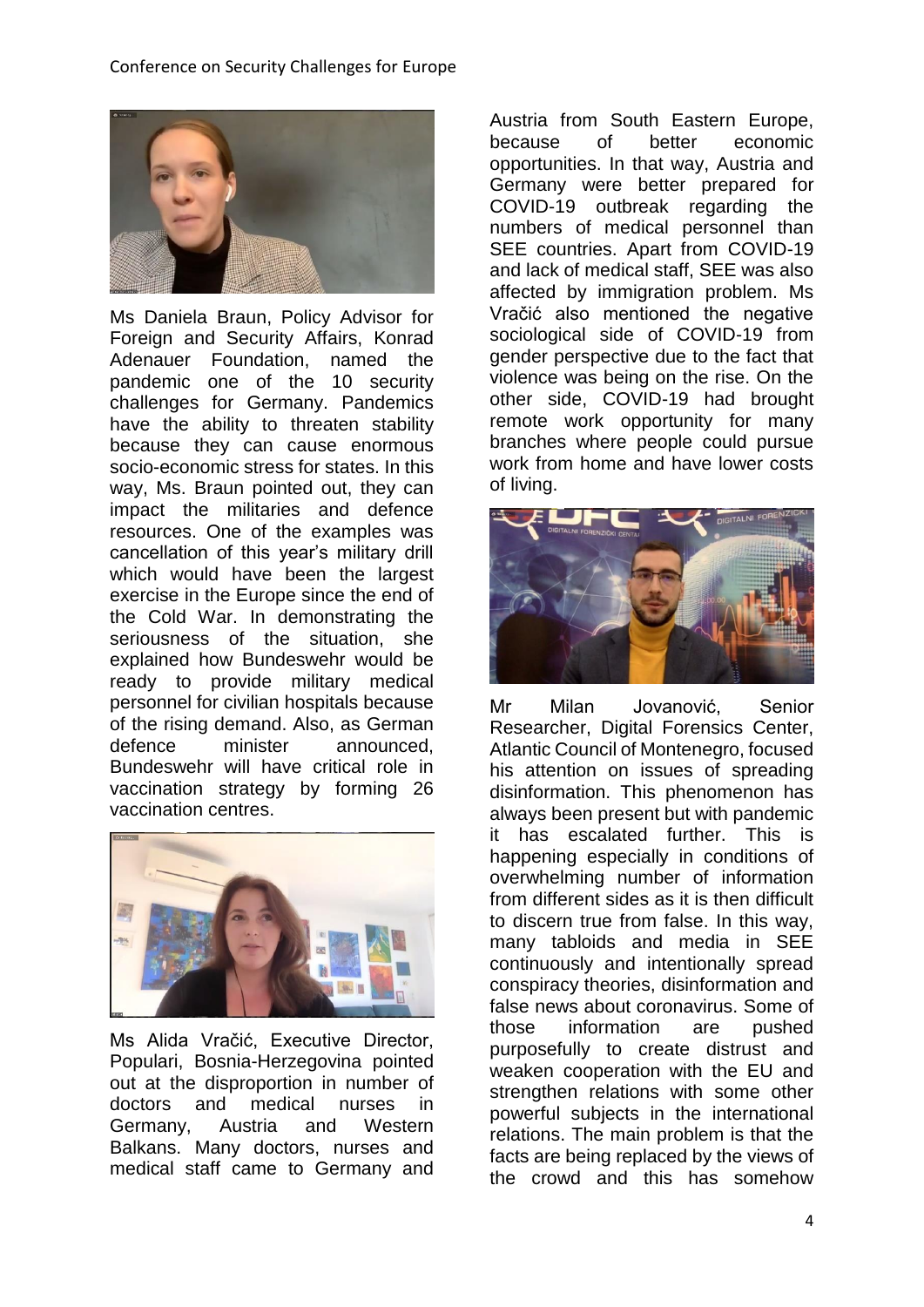Ms Daniela Braun, Policy Advisor for Foreign and Security Affairs, Konrad Adenauer Foundation, named the pandemic one of the 10 security challenges for Germany. Pandemics have the ability to threaten stability because they can cause enormous socio-economic stress for states. In this way, Ms. Braun pointed out, they can impact the militaries and defence resources. One of the examples was cancellation of this year's military drill which would have been the largest exercise in the Europe since the end of the Cold War. In demonstrating the seriousness of the situation, she explained how Bundeswehr would be ready to provide military medical personnel for civilian hospitals because of the rising demand. Also, as German defence minister announced, Bundeswehr will have critical role in vaccination strategy by forming 26 vaccination centres.

Ms Alida Vračić, Executive Director, Populari, Bosnia-Herzegovina pointed out at the disproportion in number of doctors and medical nurses in Germany, Austria and Western Balkans. Many doctors, nurses and medical staff came to Germany and Austria from South Eastern Europe, because of better economic opportunities. In that way, Austria and Germany were better prepared for COVID-19 outbreak regarding the numbers of medical personnel than SEE countries. Apart from COVID-19 and lack of medical staff, SEE was also affected by immigration problem. Ms Vračić also mentioned the negative sociological side of COVID-19 from gender perspective due to the fact that violence was being on the rise. On the other side, COVID-19 had brought remote work opportunity for many branches where people could pursue work from home and have lower costs of living.

Mr Milan Jovanović, Senior Researcher, Digital Forensics Center, Atlantic Council of Montenegro, focused his attention on issues of spreading disinformation. This phenomenon has always been present but with pandemic it has escalated further. This is happening especially in conditions of overwhelming number of information from different sides as it is then difficult to discern true from false. In this way, many tabloids and media in SEE continuously and intentionally spread conspiracy theories, disinformation and false news about coronavirus. Some of those information are pushed purposefully to create distrust and weaken cooperation with the EU and strengthen relations with some other powerful subjects in the international relations. The main problem is that the facts are being replaced by the views of the crowd and this has somehow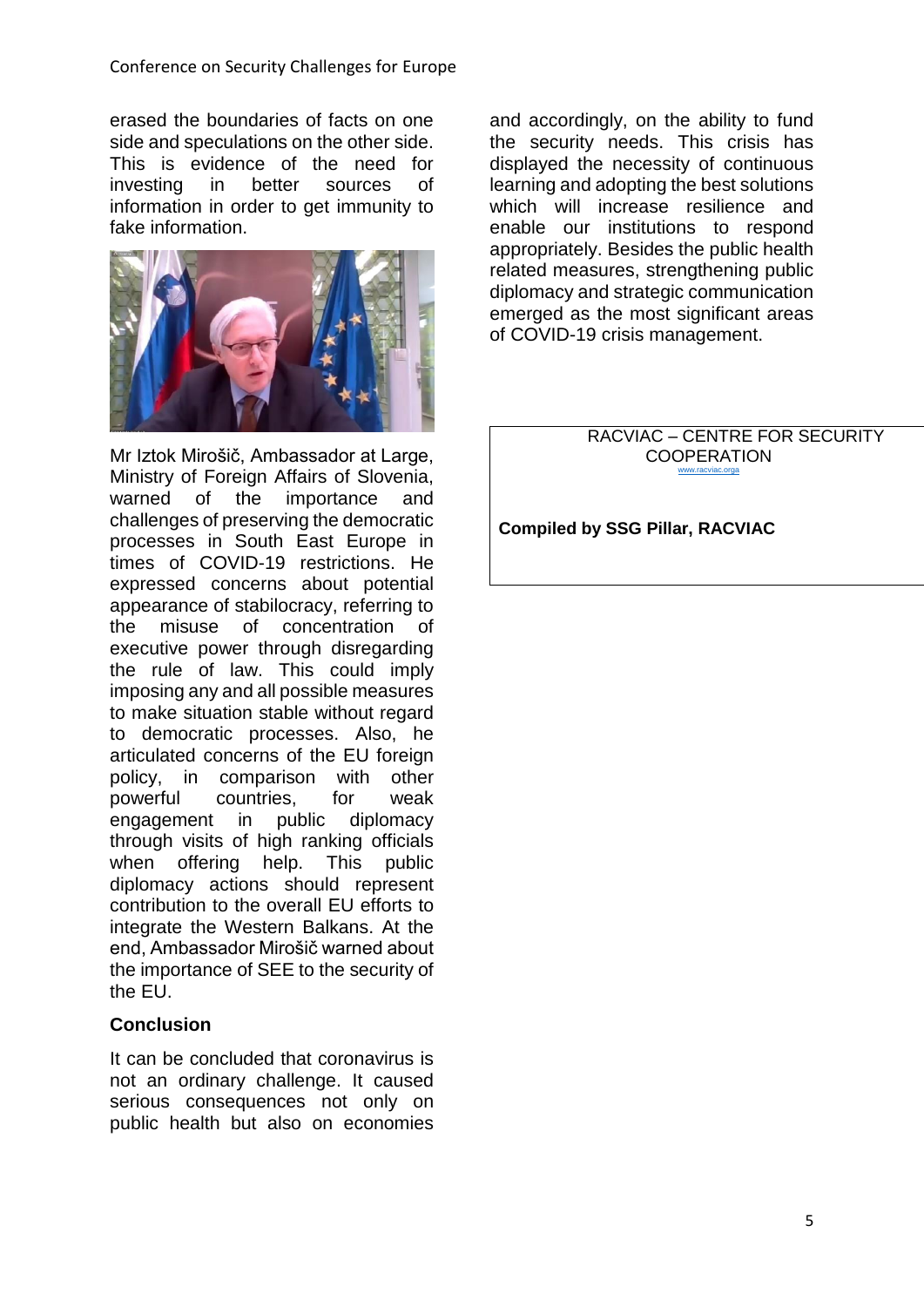erased the boundaries of facts on one side and speculations on the other side. This is evidence of the need for investing in better sources of information in order to get immunity to fake information.

Mr Iztok Mirošič, Ambassador at Large, Ministry of Foreign Affairs of Slovenia, warned of the importance and challenges of preserving the democratic processes in South East Europe in times of COVID-19 restrictions. He expressed concerns about potential appearance of stabilocracy, referring to the misuse of concentration of executive power through disregarding the rule of law. This could imply imposing any and all possible measures to make situation stable without regard to democratic processes. Also, he articulated concerns of the EU foreign policy, in comparison with other powerful countries, for weak engagement in public diplomacy through visits of high ranking officials when offering help. This public diplomacy actions should represent contribution to the overall EU efforts to integrate the Western Balkans. At the end, Ambassador Mirošič warned about the importance of SEE to the security of the EU.

## Conclusion

It can be concluded that coronavirus is not an ordinary challenge. It caused serious consequences not only on public health but also on economies and accordingly, on the ability to fund the security needs. This crisis has displayed the necessity of continuous learning and adopting the best solutions which will increase resilience and enable our institutions to respond appropriately. Besides the public health related measures, strengthening public diplomacy and strategic communication emerged as the most significant areas of COVID-19 crisis management.

RACVIAC – CENTRE FOR SECURITY COOPERATION
www.racviac.orga

**Compiled by SSG Pillar, RACVIAC**